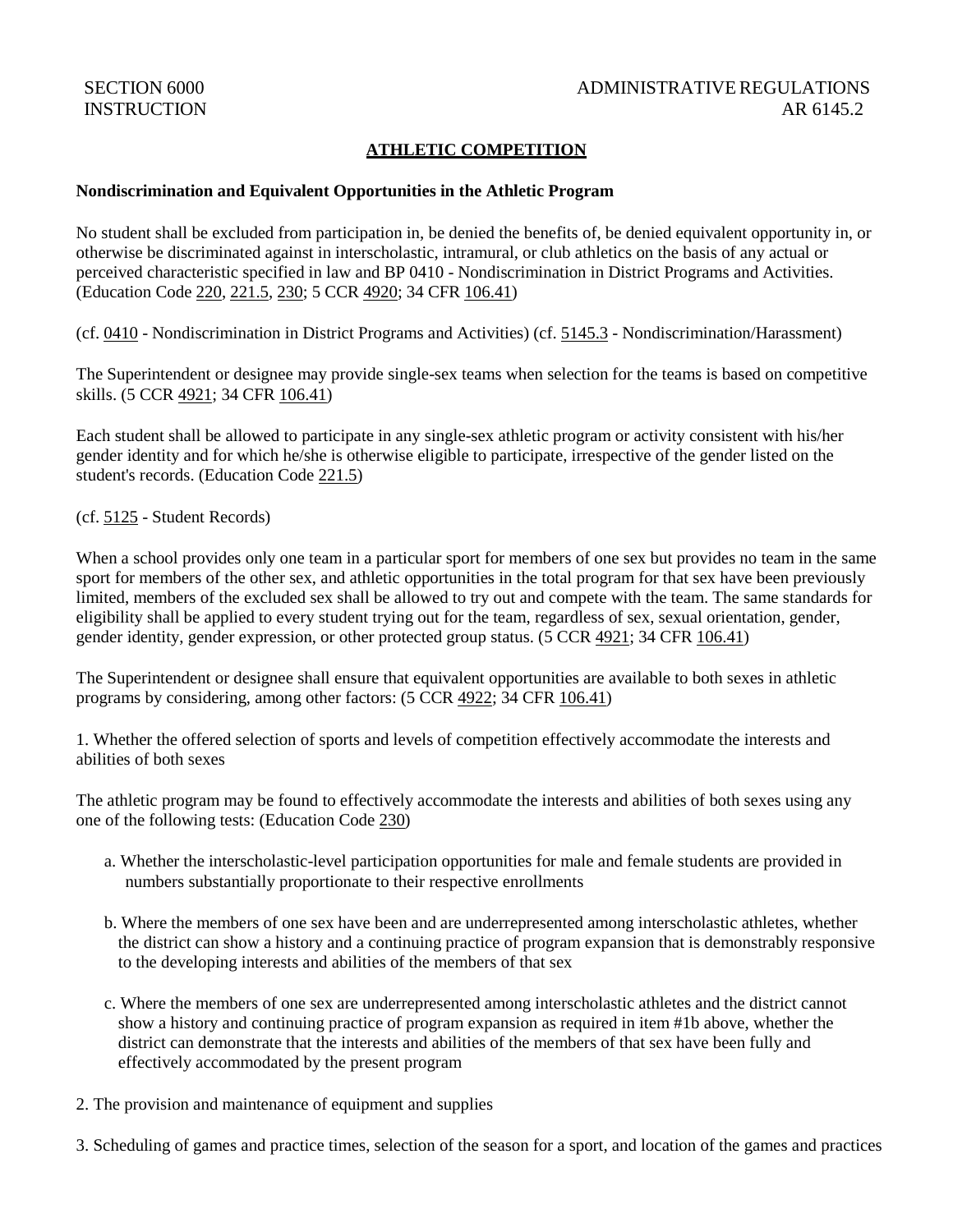SECTION 6000
INSTRUCTION

ADMINISTRATIVE REGULATIONS
AR 6145.2

## ATHLETIC COMPETITION

**Nondiscrimination and Equivalent Opportunities in the Athletic Program**

No student shall be excluded from participation in, be denied the benefits of, be denied equivalent opportunity in, or otherwise be discriminated against in interscholastic, intramural, or club athletics on the basis of any actual or perceived characteristic specified in law and BP 0410 - Nondiscrimination in District Programs and Activities. (Education Code 220, 221.5, 230; 5 CCR 4920; 34 CFR 106.41)

(cf. 0410 - Nondiscrimination in District Programs and Activities) (cf. 5145.3 - Nondiscrimination/Harassment)

The Superintendent or designee may provide single-sex teams when selection for the teams is based on competitive skills. (5 CCR 4921; 34 CFR 106.41)

Each student shall be allowed to participate in any single-sex athletic program or activity consistent with his/her gender identity and for which he/she is otherwise eligible to participate, irrespective of the gender listed on the student's records. (Education Code 221.5)

(cf. 5125 - Student Records)

When a school provides only one team in a particular sport for members of one sex but provides no team in the same sport for members of the other sex, and athletic opportunities in the total program for that sex have been previously limited, members of the excluded sex shall be allowed to try out and compete with the team. The same standards for eligibility shall be applied to every student trying out for the team, regardless of sex, sexual orientation, gender, gender identity, gender expression, or other protected group status. (5 CCR 4921; 34 CFR 106.41)

The Superintendent or designee shall ensure that equivalent opportunities are available to both sexes in athletic programs by considering, among other factors: (5 CCR 4922; 34 CFR 106.41)

1. Whether the offered selection of sports and levels of competition effectively accommodate the interests and abilities of both sexes

The athletic program may be found to effectively accommodate the interests and abilities of both sexes using any one of the following tests: (Education Code 230)

   a. Whether the interscholastic-level participation opportunities for male and female students are provided in numbers substantially proportionate to their respective enrollments

   b. Where the members of one sex have been and are underrepresented among interscholastic athletes, whether the district can show a history and a continuing practice of program expansion that is demonstrably responsive to the developing interests and abilities of the members of that sex

   c. Where the members of one sex are underrepresented among interscholastic athletes and the district cannot show a history and continuing practice of program expansion as required in item #1b above, whether the district can demonstrate that the interests and abilities of the members of that sex have been fully and effectively accommodated by the present program

2. The provision and maintenance of equipment and supplies

3. Scheduling of games and practice times, selection of the season for a sport, and location of the games and practices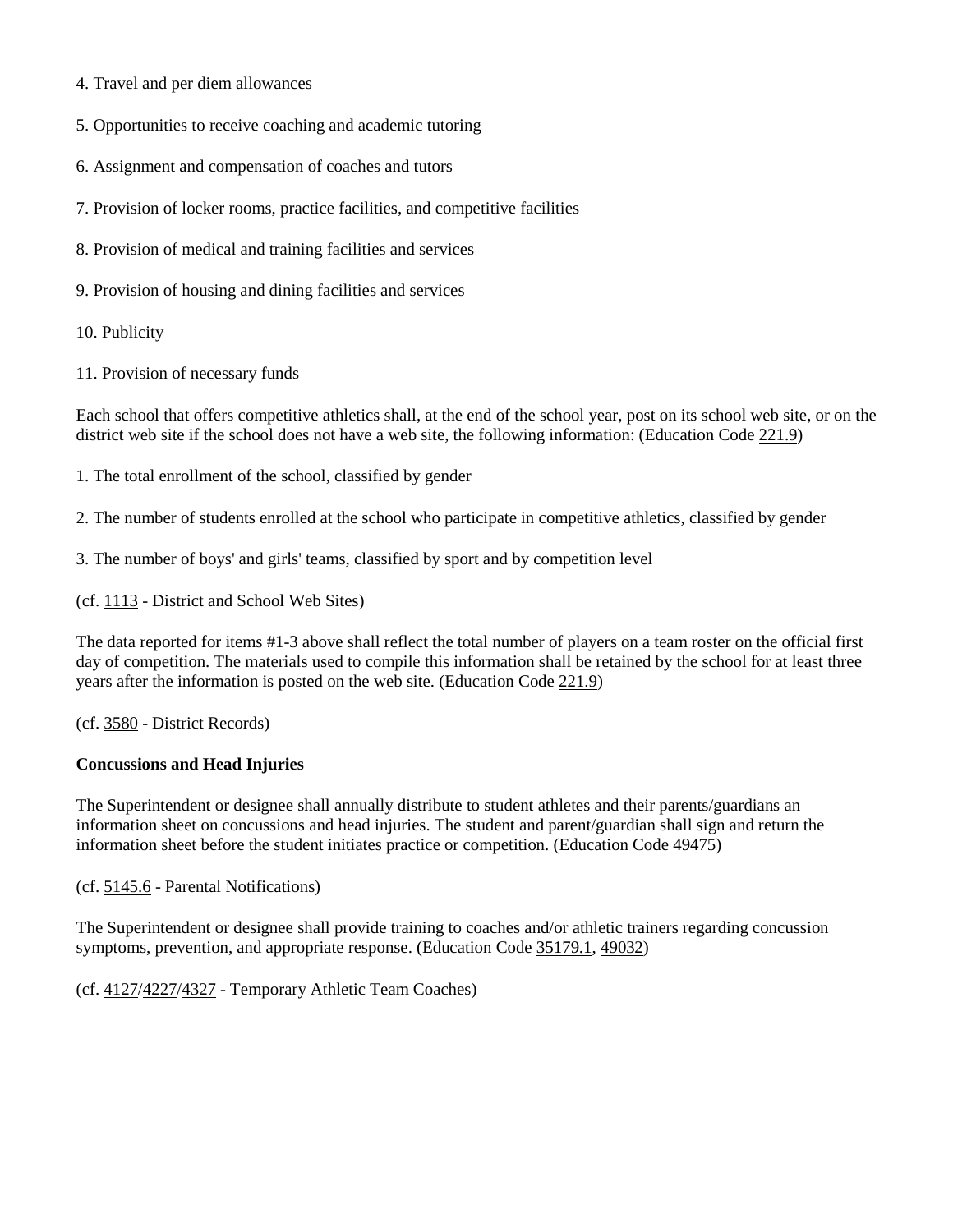4. Travel and per diem allowances

5. Opportunities to receive coaching and academic tutoring

6. Assignment and compensation of coaches and tutors

7. Provision of locker rooms, practice facilities, and competitive facilities

8. Provision of medical and training facilities and services

9. Provision of housing and dining facilities and services

10. Publicity

11. Provision of necessary funds

Each school that offers competitive athletics shall, at the end of the school year, post on its school web site, or on the district web site if the school does not have a web site, the following information: (Education Code 221.9)

1. The total enrollment of the school, classified by gender

2. The number of students enrolled at the school who participate in competitive athletics, classified by gender

3. The number of boys' and girls' teams, classified by sport and by competition level

(cf. 1113 - District and School Web Sites)

The data reported for items #1-3 above shall reflect the total number of players on a team roster on the official first day of competition. The materials used to compile this information shall be retained by the school for at least three years after the information is posted on the web site. (Education Code 221.9)

(cf. 3580 - District Records)

**Concussions and Head Injuries**

The Superintendent or designee shall annually distribute to student athletes and their parents/guardians an information sheet on concussions and head injuries. The student and parent/guardian shall sign and return the information sheet before the student initiates practice or competition. (Education Code 49475)

(cf. 5145.6 - Parental Notifications)

The Superintendent or designee shall provide training to coaches and/or athletic trainers regarding concussion symptoms, prevention, and appropriate response. (Education Code 35179.1, 49032)

(cf. 4127/4227/4327 - Temporary Athletic Team Coaches)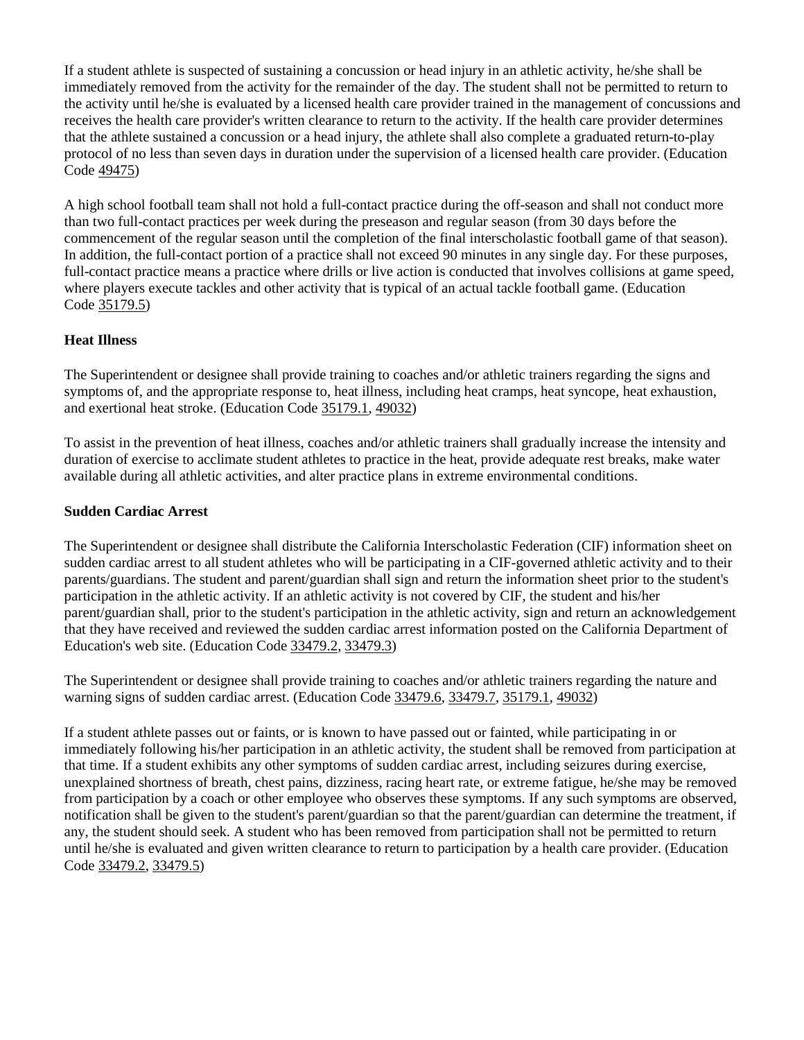If a student athlete is suspected of sustaining a concussion or head injury in an athletic activity, he/she shall be immediately removed from the activity for the remainder of the day. The student shall not be permitted to return to the activity until he/she is evaluated by a licensed health care provider trained in the management of concussions and receives the health care provider's written clearance to return to the activity. If the health care provider determines that the athlete sustained a concussion or a head injury, the athlete shall also complete a graduated return-to-play protocol of no less than seven days in duration under the supervision of a licensed health care provider. (Education Code 49475)

A high school football team shall not hold a full-contact practice during the off-season and shall not conduct more than two full-contact practices per week during the preseason and regular season (from 30 days before the commencement of the regular season until the completion of the final interscholastic football game of that season). In addition, the full-contact portion of a practice shall not exceed 90 minutes in any single day. For these purposes, full-contact practice means a practice where drills or live action is conducted that involves collisions at game speed, where players execute tackles and other activity that is typical of an actual tackle football game. (Education Code 35179.5)

**Heat Illness**

The Superintendent or designee shall provide training to coaches and/or athletic trainers regarding the signs and symptoms of, and the appropriate response to, heat illness, including heat cramps, heat syncope, heat exhaustion, and exertional heat stroke. (Education Code 35179.1, 49032)

To assist in the prevention of heat illness, coaches and/or athletic trainers shall gradually increase the intensity and duration of exercise to acclimate student athletes to practice in the heat, provide adequate rest breaks, make water available during all athletic activities, and alter practice plans in extreme environmental conditions.

**Sudden Cardiac Arrest**

The Superintendent or designee shall distribute the California Interscholastic Federation (CIF) information sheet on sudden cardiac arrest to all student athletes who will be participating in a CIF-governed athletic activity and to their parents/guardians. The student and parent/guardian shall sign and return the information sheet prior to the student's participation in the athletic activity. If an athletic activity is not covered by CIF, the student and his/her parent/guardian shall, prior to the student's participation in the athletic activity, sign and return an acknowledgement that they have received and reviewed the sudden cardiac arrest information posted on the California Department of Education's web site. (Education Code 33479.2, 33479.3)

The Superintendent or designee shall provide training to coaches and/or athletic trainers regarding the nature and warning signs of sudden cardiac arrest. (Education Code 33479.6, 33479.7, 35179.1, 49032)

If a student athlete passes out or faints, or is known to have passed out or fainted, while participating in or immediately following his/her participation in an athletic activity, the student shall be removed from participation at that time. If a student exhibits any other symptoms of sudden cardiac arrest, including seizures during exercise, unexplained shortness of breath, chest pains, dizziness, racing heart rate, or extreme fatigue, he/she may be removed from participation by a coach or other employee who observes these symptoms. If any such symptoms are observed, notification shall be given to the student's parent/guardian so that the parent/guardian can determine the treatment, if any, the student should seek. A student who has been removed from participation shall not be permitted to return until he/she is evaluated and given written clearance to return to participation by a health care provider. (Education Code 33479.2, 33479.5)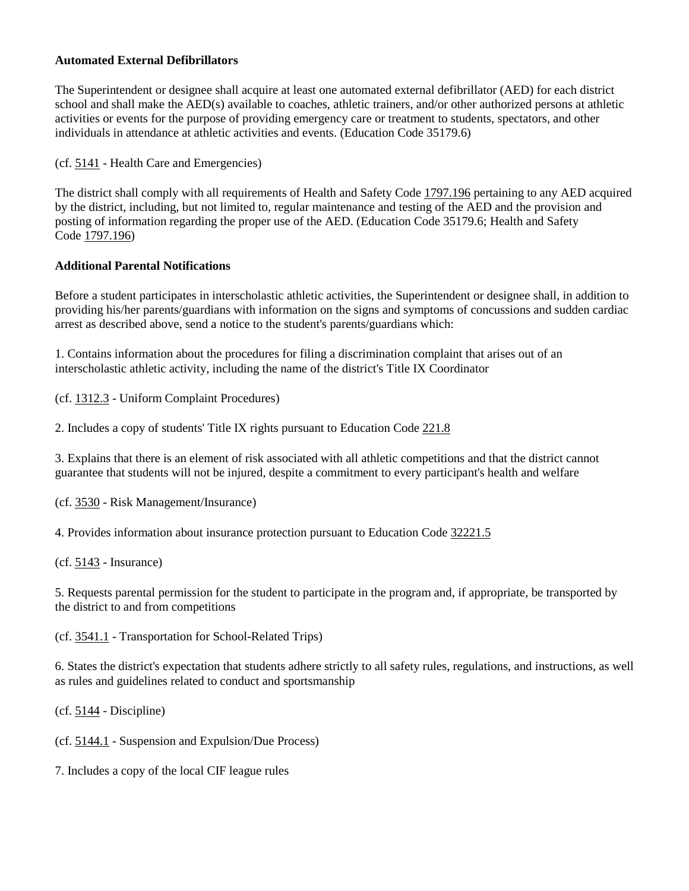**Automated External Defibrillators**

The Superintendent or designee shall acquire at least one automated external defibrillator (AED) for each district school and shall make the AED(s) available to coaches, athletic trainers, and/or other authorized persons at athletic activities or events for the purpose of providing emergency care or treatment to students, spectators, and other individuals in attendance at athletic activities and events. (Education Code 35179.6)

(cf. 5141 - Health Care and Emergencies)

The district shall comply with all requirements of Health and Safety Code 1797.196 pertaining to any AED acquired by the district, including, but not limited to, regular maintenance and testing of the AED and the provision and posting of information regarding the proper use of the AED. (Education Code 35179.6; Health and Safety Code 1797.196)

**Additional Parental Notifications**

Before a student participates in interscholastic athletic activities, the Superintendent or designee shall, in addition to providing his/her parents/guardians with information on the signs and symptoms of concussions and sudden cardiac arrest as described above, send a notice to the student's parents/guardians which:

1. Contains information about the procedures for filing a discrimination complaint that arises out of an interscholastic athletic activity, including the name of the district's Title IX Coordinator

(cf. 1312.3 - Uniform Complaint Procedures)

2. Includes a copy of students' Title IX rights pursuant to Education Code 221.8

3. Explains that there is an element of risk associated with all athletic competitions and that the district cannot guarantee that students will not be injured, despite a commitment to every participant's health and welfare

(cf. 3530 - Risk Management/Insurance)

4. Provides information about insurance protection pursuant to Education Code 32221.5

(cf. 5143 - Insurance)

5. Requests parental permission for the student to participate in the program and, if appropriate, be transported by the district to and from competitions

(cf. 3541.1 - Transportation for School-Related Trips)

6. States the district's expectation that students adhere strictly to all safety rules, regulations, and instructions, as well as rules and guidelines related to conduct and sportsmanship

(cf. 5144 - Discipline)

(cf. 5144.1 - Suspension and Expulsion/Due Process)

7. Includes a copy of the local CIF league rules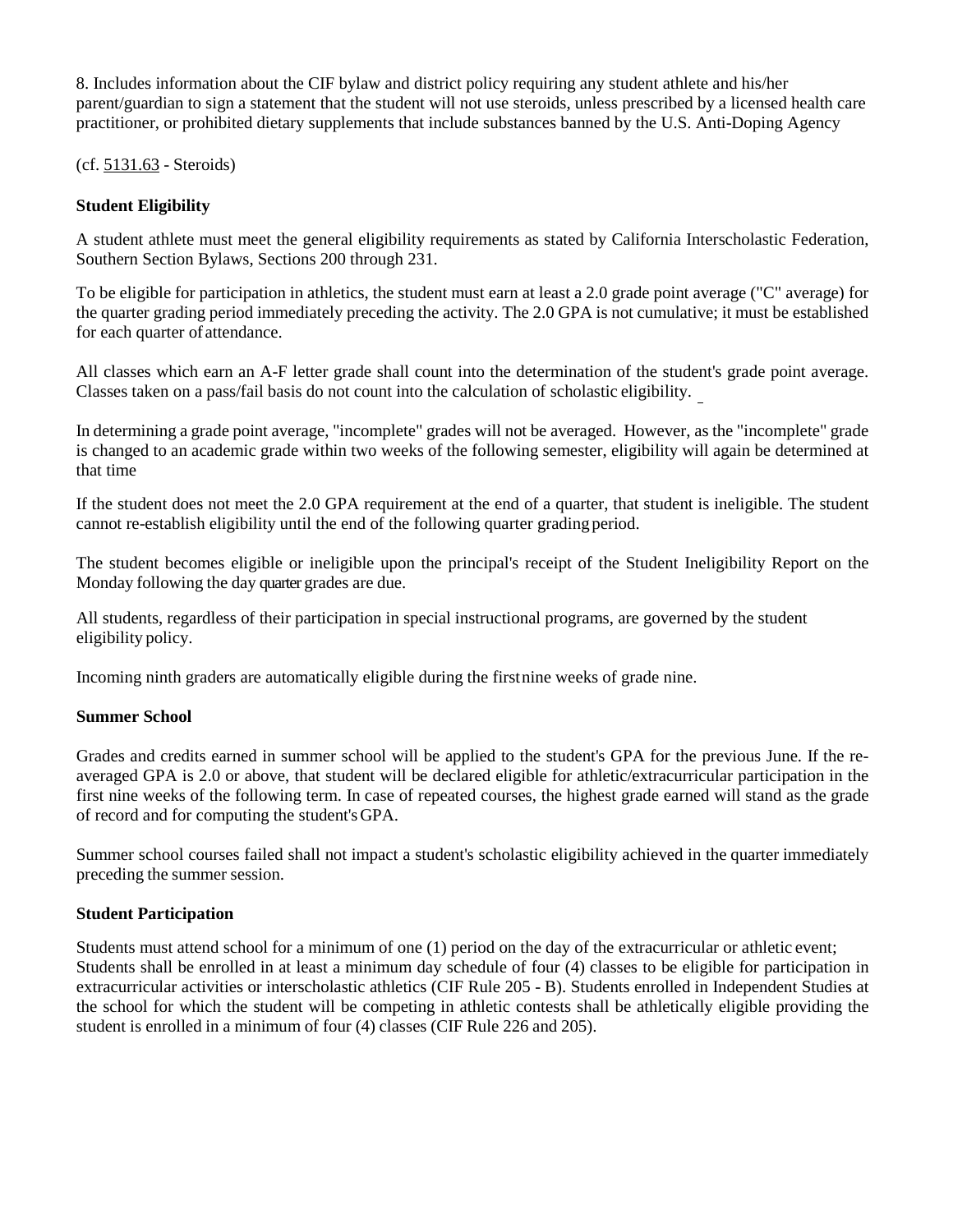8. Includes information about the CIF bylaw and district policy requiring any student athlete and his/her parent/guardian to sign a statement that the student will not use steroids, unless prescribed by a licensed health care practitioner, or prohibited dietary supplements that include substances banned by the U.S. Anti-Doping Agency

(cf. 5131.63 - Steroids)

**Student Eligibility**

A student athlete must meet the general eligibility requirements as stated by California Interscholastic Federation, Southern Section Bylaws, Sections 200 through 231.

To be eligible for participation in athletics, the student must earn at least a 2.0 grade point average ("C" average) for the quarter grading period immediately preceding the activity. The 2.0 GPA is not cumulative; it must be established for each quarter of attendance.

All classes which earn an A-F letter grade shall count into the determination of the student's grade point average. Classes taken on a pass/fail basis do not count into the calculation of scholastic eligibility.

In determining a grade point average, "incomplete" grades will not be averaged. However, as the "incomplete" grade is changed to an academic grade within two weeks of the following semester, eligibility will again be determined at that time

If the student does not meet the 2.0 GPA requirement at the end of a quarter, that student is ineligible. The student cannot re-establish eligibility until the end of the following quarter grading period.

The student becomes eligible or ineligible upon the principal's receipt of the Student Ineligibility Report on the Monday following the day quarter grades are due.

All students, regardless of their participation in special instructional programs, are governed by the student eligibility policy.

Incoming ninth graders are automatically eligible during the first nine weeks of grade nine.

**Summer School**

Grades and credits earned in summer school will be applied to the student's GPA for the previous June. If the re-averaged GPA is 2.0 or above, that student will be declared eligible for athletic/extracurricular participation in the first nine weeks of the following term. In case of repeated courses, the highest grade earned will stand as the grade of record and for computing the student's GPA.

Summer school courses failed shall not impact a student's scholastic eligibility achieved in the quarter immediately preceding the summer session.

**Student Participation**

Students must attend school for a minimum of one (1) period on the day of the extracurricular or athletic event; Students shall be enrolled in at least a minimum day schedule of four (4) classes to be eligible for participation in extracurricular activities or interscholastic athletics (CIF Rule 205 - B). Students enrolled in Independent Studies at the school for which the student will be competing in athletic contests shall be athletically eligible providing the student is enrolled in a minimum of four (4) classes (CIF Rule 226 and 205).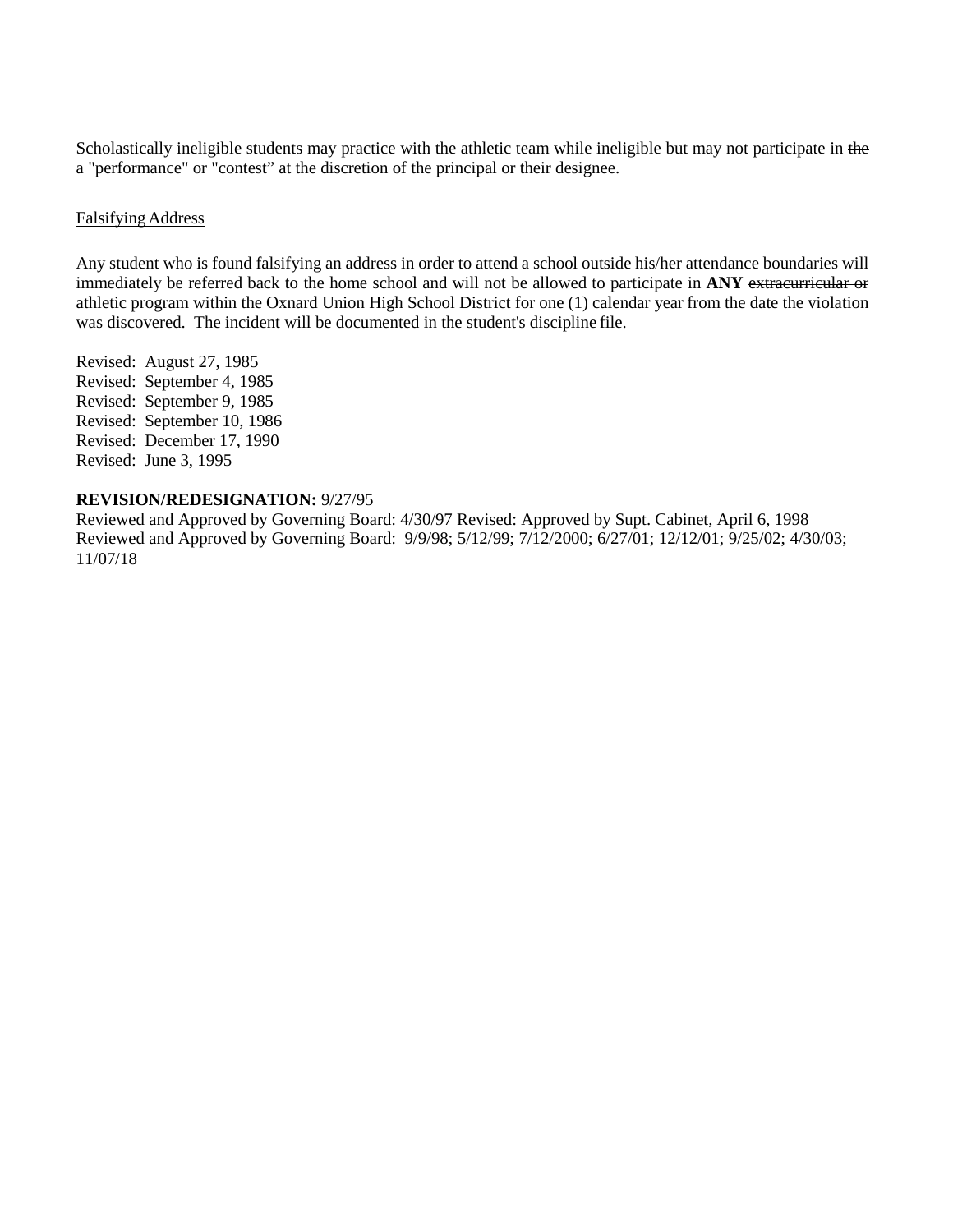Scholastically ineligible students may practice with the athletic team while ineligible but may not participate in ~~the~~ a "performance" or "contest" at the discretion of the principal or their designee.

<u>Falsifying Address</u>

Any student who is found falsifying an address in order to attend a school outside his/her attendance boundaries will immediately be referred back to the home school and will not be allowed to participate in **ANY** ~~extracurricular or~~ athletic program within the Oxnard Union High School District for one (1) calendar year from the date the violation was discovered. The incident will be documented in the student's discipline file.

Revised: August 27, 1985
Revised: September 4, 1985
Revised: September 9, 1985
Revised: September 10, 1986
Revised: December 17, 1990
Revised: June 3, 1995

<u>**REVISION/REDESIGNATION:** 9/27/95</u>
Reviewed and Approved by Governing Board: 4/30/97 Revised: Approved by Supt. Cabinet, April 6, 1998
Reviewed and Approved by Governing Board: 9/9/98; 5/12/99; 7/12/2000; 6/27/01; 12/12/01; 9/25/02; 4/30/03; 11/07/18